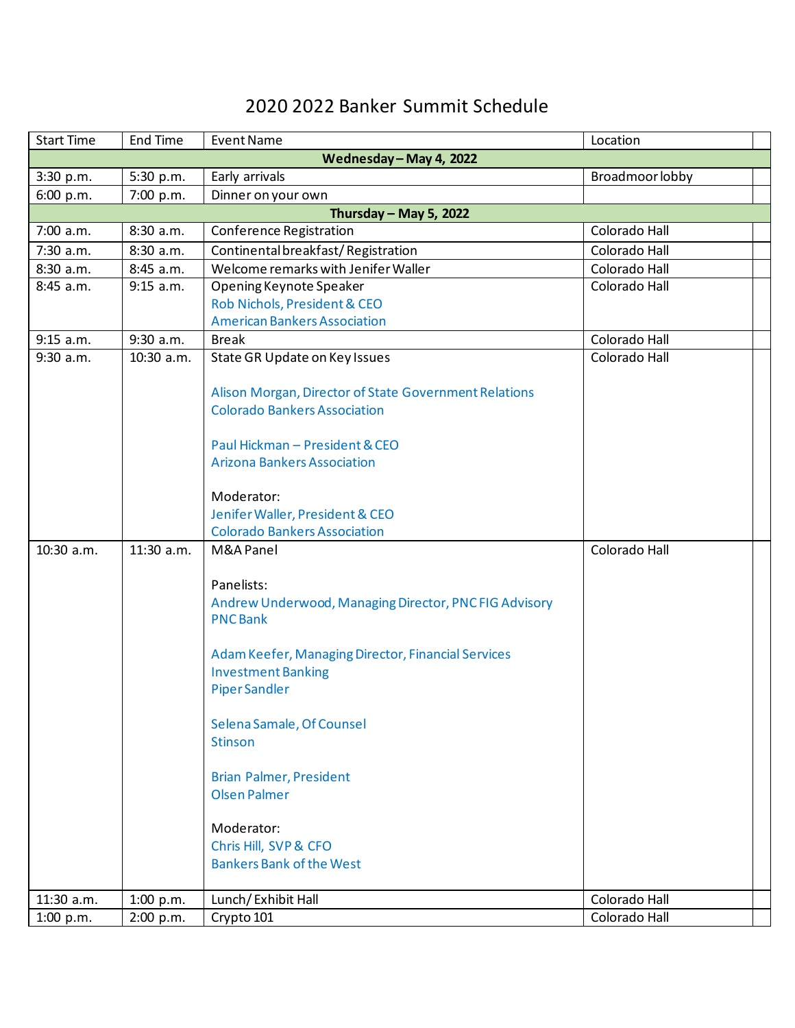# 2020 2022 Banker Summit Schedule

| Start Time | End Time | Event Name | Location | |
|---|---|---|---|---|
| **Wednesday – May 4, 2022** | | | | |
| 3:30 p.m. | 5:30 p.m. | Early arrivals | Broadmoor lobby | |
| 6:00 p.m. | 7:00 p.m. | Dinner on your own | | |
| **Thursday – May 5, 2022** | | | | |
| 7:00 a.m. | 8:30 a.m. | Conference Registration | Colorado Hall | |
| 7:30 a.m. | 8:30 a.m. | Continental breakfast/ Registration | Colorado Hall | |
| 8:30 a.m. | 8:45 a.m. | Welcome remarks with Jenifer Waller | Colorado Hall | |
| 8:45 a.m. | 9:15 a.m. | Opening Keynote Speaker<br>Rob Nichols, President & CEO<br>American Bankers Association | Colorado Hall | |
| 9:15 a.m. | 9:30 a.m. | Break | Colorado Hall | |
| 9:30 a.m. | 10:30 a.m. | State GR Update on Key Issues<br><br>Alison Morgan, Director of State Government Relations<br>Colorado Bankers Association<br><br>Paul Hickman – President & CEO<br>Arizona Bankers Association<br><br>Moderator:<br>Jenifer Waller, President & CEO<br>Colorado Bankers Association | Colorado Hall | |
| 10:30 a.m. | 11:30 a.m. | M&A Panel<br><br>Panelists:<br>Andrew Underwood, Managing Director, PNC FIG Advisory<br>PNC Bank<br><br>Adam Keefer, Managing Director, Financial Services Investment Banking<br>Piper Sandler<br><br>Selena Samale, Of Counsel<br>Stinson<br><br>Brian Palmer, President<br>Olsen Palmer<br><br>Moderator:<br>Chris Hill, SVP & CFO<br>Bankers Bank of the West | Colorado Hall | |
| 11:30 a.m. | 1:00 p.m. | Lunch/ Exhibit Hall | Colorado Hall | |
| 1:00 p.m. | 2:00 p.m. | Crypto 101 | Colorado Hall | |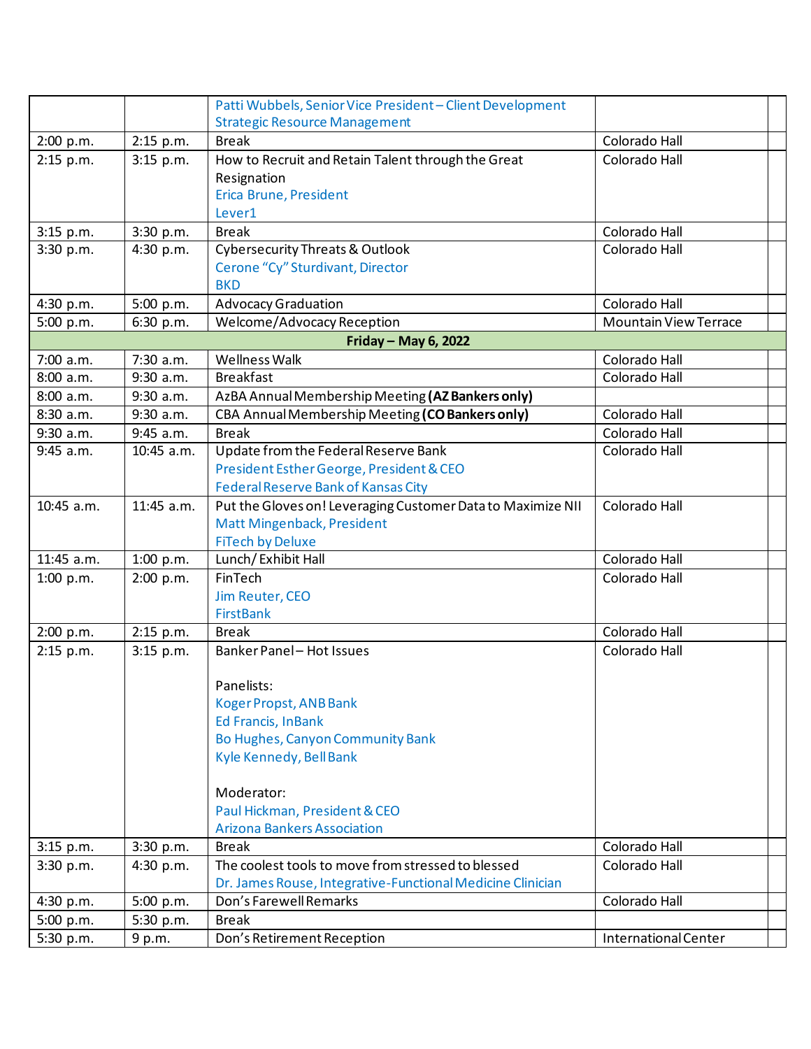| | | | | |
|---|---|---|---|---|
| | | Patti Wubbels, Senior Vice President – Client Development<br>Strategic Resource Management | | |
| 2:00 p.m. | 2:15 p.m. | Break | Colorado Hall | |
| 2:15 p.m. | 3:15 p.m. | How to Recruit and Retain Talent through the Great Resignation<br>Erica Brune, President<br>Lever1 | Colorado Hall | |
| 3:15 p.m. | 3:30 p.m. | Break | Colorado Hall | |
| 3:30 p.m. | 4:30 p.m. | Cybersecurity Threats & Outlook<br>Cerone "Cy" Sturdivant, Director<br>BKD | Colorado Hall | |
| 4:30 p.m. | 5:00 p.m. | Advocacy Graduation | Colorado Hall | |
| 5:00 p.m. | 6:30 p.m. | Welcome/Advocacy Reception | Mountain View Terrace | |
| **Friday – May 6, 2022** | | | | |
| 7:00 a.m. | 7:30 a.m. | Wellness Walk | Colorado Hall | |
| 8:00 a.m. | 9:30 a.m. | Breakfast | Colorado Hall | |
| 8:00 a.m. | 9:30 a.m. | AzBA Annual Membership Meeting **(AZ Bankers only)** | | |
| 8:30 a.m. | 9:30 a.m. | CBA Annual Membership Meeting **(CO Bankers only)** | Colorado Hall | |
| 9:30 a.m. | 9:45 a.m. | Break | Colorado Hall | |
| 9:45 a.m. | 10:45 a.m. | Update from the Federal Reserve Bank<br>President Esther George, President & CEO<br>Federal Reserve Bank of Kansas City | Colorado Hall | |
| 10:45 a.m. | 11:45 a.m. | Put the Gloves on! Leveraging Customer Data to Maximize NII<br>Matt Mingenback, President<br>FiTech by Deluxe | Colorado Hall | |
| 11:45 a.m. | 1:00 p.m. | Lunch/ Exhibit Hall | Colorado Hall | |
| 1:00 p.m. | 2:00 p.m. | FinTech<br>Jim Reuter, CEO<br>FirstBank | Colorado Hall | |
| 2:00 p.m. | 2:15 p.m. | Break | Colorado Hall | |
| 2:15 p.m. | 3:15 p.m. | Banker Panel – Hot Issues<br><br>Panelists:<br>Koger Propst, ANB Bank<br>Ed Francis, InBank<br>Bo Hughes, Canyon Community Bank<br>Kyle Kennedy, Bell Bank<br><br>Moderator:<br>Paul Hickman, President & CEO<br>Arizona Bankers Association | Colorado Hall | |
| 3:15 p.m. | 3:30 p.m. | Break | Colorado Hall | |
| 3:30 p.m. | 4:30 p.m. | The coolest tools to move from stressed to blessed<br>Dr. James Rouse, Integrative-Functional Medicine Clinician | Colorado Hall | |
| 4:30 p.m. | 5:00 p.m. | Don's Farewell Remarks | Colorado Hall | |
| 5:00 p.m. | 5:30 p.m. | Break | | |
| 5:30 p.m. | 9 p.m. | Don's Retirement Reception | International Center | |